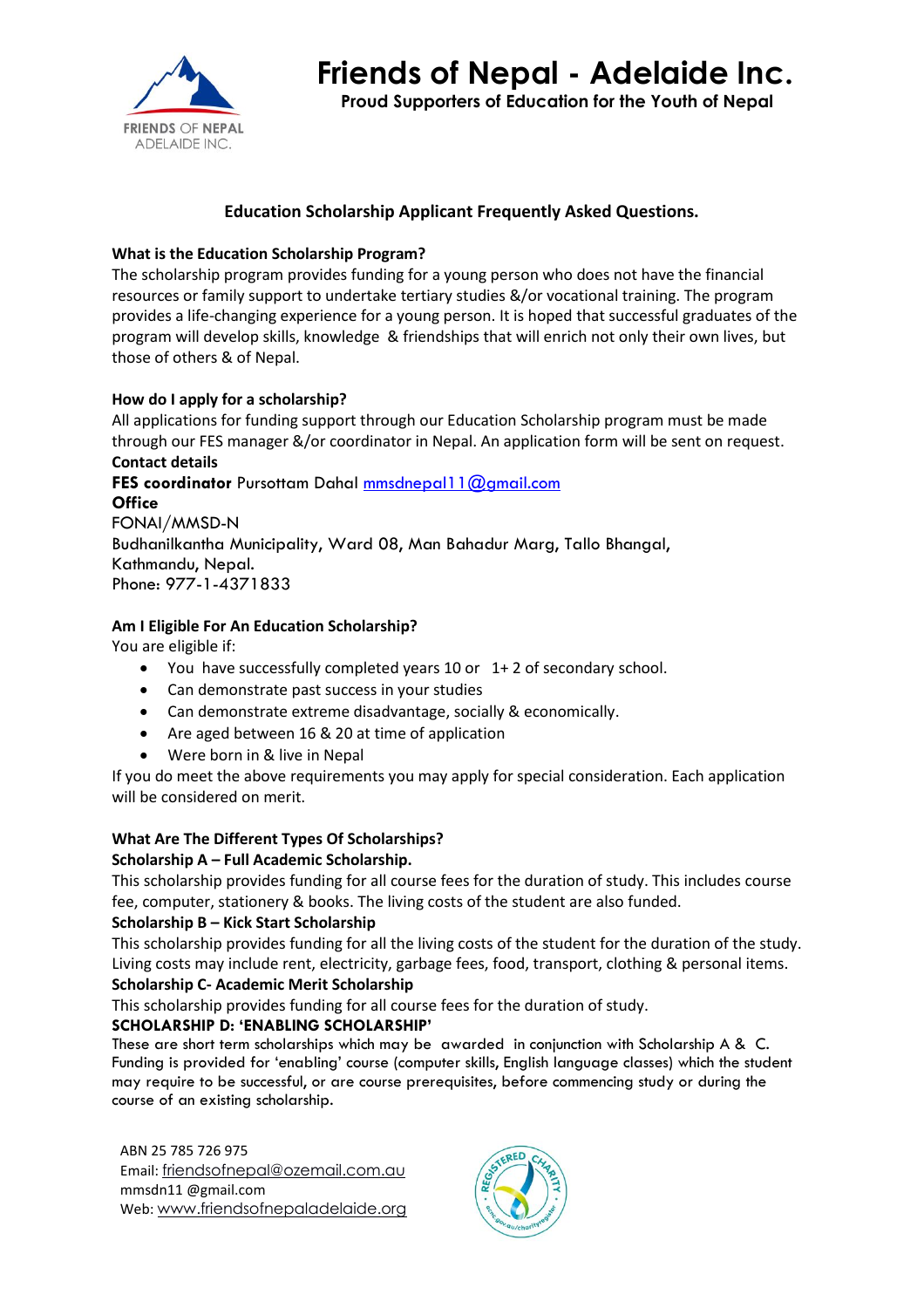# Friends of Nepal - Adelaide Inc.

**Proud Supporters of Education for the Youth of Nepal**

## Education Scholarship Applicant Frequently Asked Questions.

### What is the Education Scholarship Program?

The scholarship program provides funding for a young person who does not have the financial resources or family support to undertake tertiary studies &/or vocational training. The program provides a life-changing experience for a young person. It is hoped that successful graduates of the program will develop skills, knowledge & friendships that will enrich not only their own lives, but those of others & of Nepal.

### How do I apply for a scholarship?

All applications for funding support through our Education Scholarship program must be made through our FES manager &/or coordinator in Nepal. An application form will be sent on request.

**Contact details**

**FES coordinator** Pursottam Dahal mmsdnepal11@gmail.com

**Office**

FONAI/MMSD-N
Budhanilkantha Municipality, Ward 08, Man Bahadur Marg, Tallo Bhangal,
Kathmandu, Nepal.
Phone: 977-1-4371833

### Am I Eligible For An Education Scholarship?

You are eligible if:

- You have successfully completed years 10 or 1+ 2 of secondary school.
- Can demonstrate past success in your studies
- Can demonstrate extreme disadvantage, socially & economically.
- Are aged between 16 & 20 at time of application
- Were born in & live in Nepal

If you do meet the above requirements you may apply for special consideration. Each application will be considered on merit.

### What Are The Different Types Of Scholarships?

**Scholarship A – Full Academic Scholarship.**

This scholarship provides funding for all course fees for the duration of study. This includes course fee, computer, stationery & books. The living costs of the student are also funded.

**Scholarship B – Kick Start Scholarship**

This scholarship provides funding for all the living costs of the student for the duration of the study. Living costs may include rent, electricity, garbage fees, food, transport, clothing & personal items.

**Scholarship C- Academic Merit Scholarship**

This scholarship provides funding for all course fees for the duration of study.

**SCHOLARSHIP D: 'ENABLING SCHOLARSHIP'**

These are short term scholarships which may be awarded in conjunction with Scholarship A & C. Funding is provided for 'enabling' course (computer skills, English language classes) which the student may require to be successful, or are course prerequisites, before commencing study or during the course of an existing scholarship.

ABN 25 785 726 975
Email: friendsofnepal@ozemail.com.au
mmsdn11 @gmail.com
Web: www.friendsofnepaladelaide.org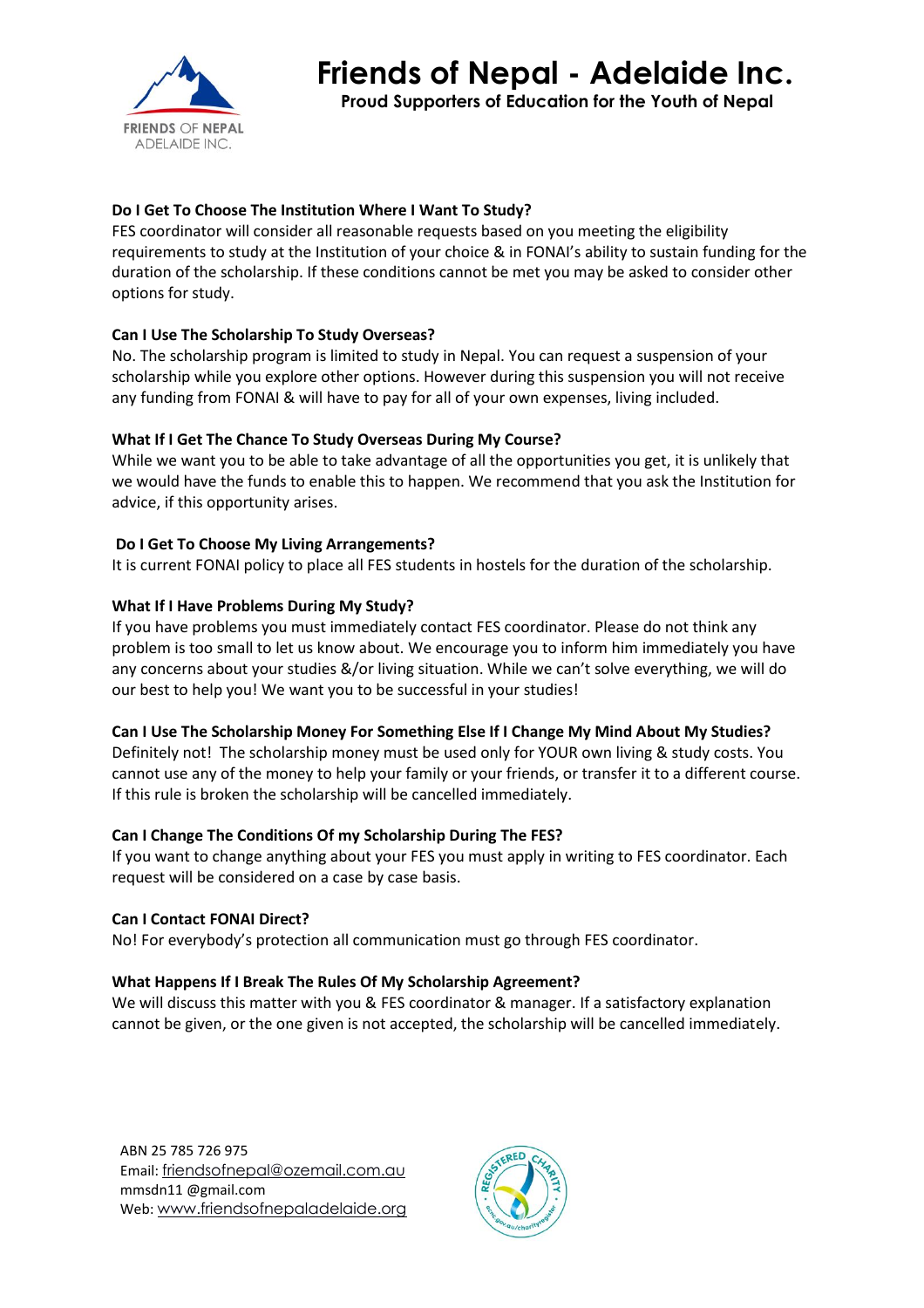**Do I Get To Choose The Institution Where I Want To Study?**
FES coordinator will consider all reasonable requests based on you meeting the eligibility requirements to study at the Institution of your choice & in FONAI's ability to sustain funding for the duration of the scholarship. If these conditions cannot be met you may be asked to consider other options for study.

**Can I Use The Scholarship To Study Overseas?**
No. The scholarship program is limited to study in Nepal. You can request a suspension of your scholarship while you explore other options. However during this suspension you will not receive any funding from FONAI & will have to pay for all of your own expenses, living included.

**What If I Get The Chance To Study Overseas During My Course?**
While we want you to be able to take advantage of all the opportunities you get, it is unlikely that we would have the funds to enable this to happen. We recommend that you ask the Institution for advice, if this opportunity arises.

**Do I Get To Choose My Living Arrangements?**
It is current FONAI policy to place all FES students in hostels for the duration of the scholarship.

**What If I Have Problems During My Study?**
If you have problems you must immediately contact FES coordinator. Please do not think any problem is too small to let us know about. We encourage you to inform him immediately you have any concerns about your studies &/or living situation. While we can't solve everything, we will do our best to help you! We want you to be successful in your studies!

**Can I Use The Scholarship Money For Something Else If I Change My Mind About My Studies?**
Definitely not! The scholarship money must be used only for YOUR own living & study costs. You cannot use any of the money to help your family or your friends, or transfer it to a different course. If this rule is broken the scholarship will be cancelled immediately.

**Can I Change The Conditions Of my Scholarship During The FES?**
If you want to change anything about your FES you must apply in writing to FES coordinator. Each request will be considered on a case by case basis.

**Can I Contact FONAI Direct?**
No! For everybody's protection all communication must go through FES coordinator.

**What Happens If I Break The Rules Of My Scholarship Agreement?**
We will discuss this matter with you & FES coordinator & manager. If a satisfactory explanation cannot be given, or the one given is not accepted, the scholarship will be cancelled immediately.

ABN 25 785 726 975
Email: friendsofnepal@ozemail.com.au
mmsdn11 @gmail.com
Web: www.friendsofnepaladelaide.org